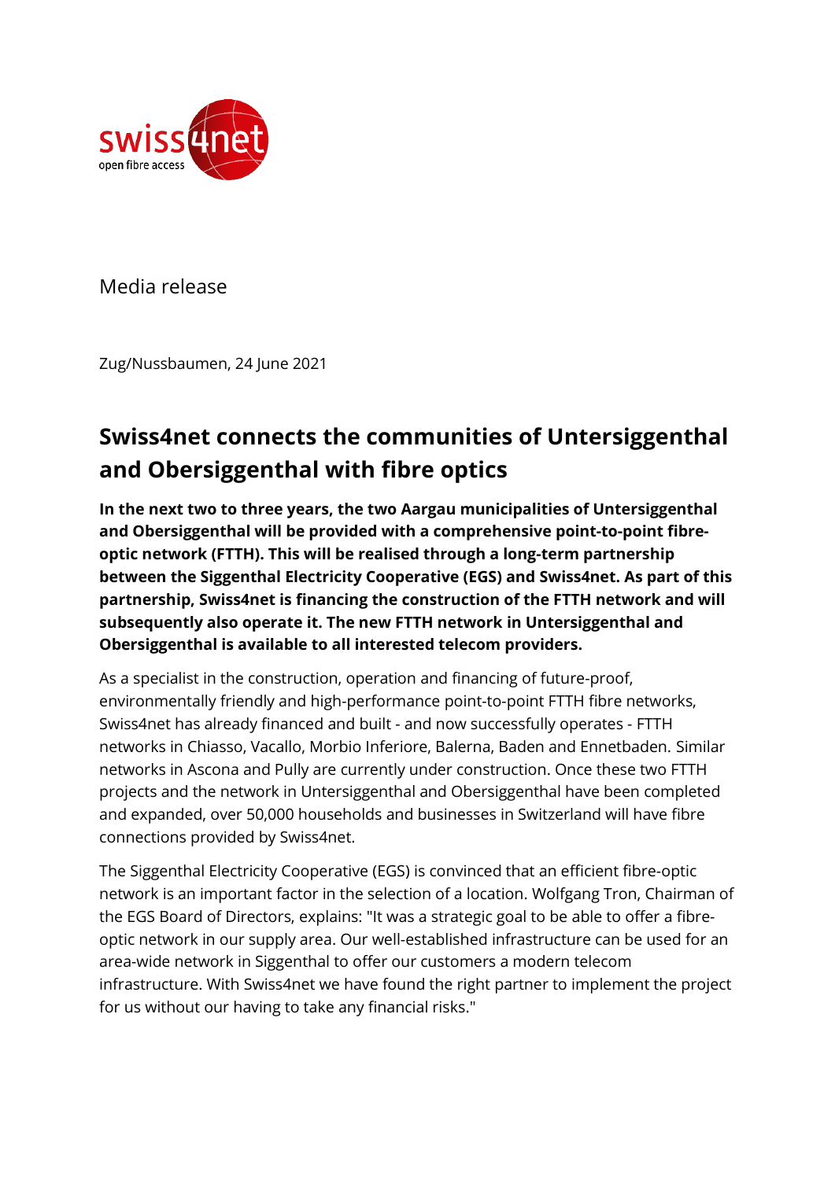Media release

Zug/Nussbaumen, 24 June 2021

# Swiss4net connects the communities of Untersiggenthal and Obersiggenthal with fibre optics

**In the next two to three years, the two Aargau municipalities of Untersiggenthal and Obersiggenthal will be provided with a comprehensive point-to-point fibre-optic network (FTTH). This will be realised through a long-term partnership between the Siggenthal Electricity Cooperative (EGS) and Swiss4net. As part of this partnership, Swiss4net is financing the construction of the FTTH network and will subsequently also operate it. The new FTTH network in Untersiggenthal and Obersiggenthal is available to all interested telecom providers.**

As a specialist in the construction, operation and financing of future-proof, environmentally friendly and high-performance point-to-point FTTH fibre networks, Swiss4net has already financed and built - and now successfully operates - FTTH networks in Chiasso, Vacallo, Morbio Inferiore, Balerna, Baden and Ennetbaden. Similar networks in Ascona and Pully are currently under construction. Once these two FTTH projects and the network in Untersiggenthal and Obersiggenthal have been completed and expanded, over 50,000 households and businesses in Switzerland will have fibre connections provided by Swiss4net.

The Siggenthal Electricity Cooperative (EGS) is convinced that an efficient fibre-optic network is an important factor in the selection of a location. Wolfgang Tron, Chairman of the EGS Board of Directors, explains: "It was a strategic goal to be able to offer a fibre-optic network in our supply area. Our well-established infrastructure can be used for an area-wide network in Siggenthal to offer our customers a modern telecom infrastructure. With Swiss4net we have found the right partner to implement the project for us without our having to take any financial risks."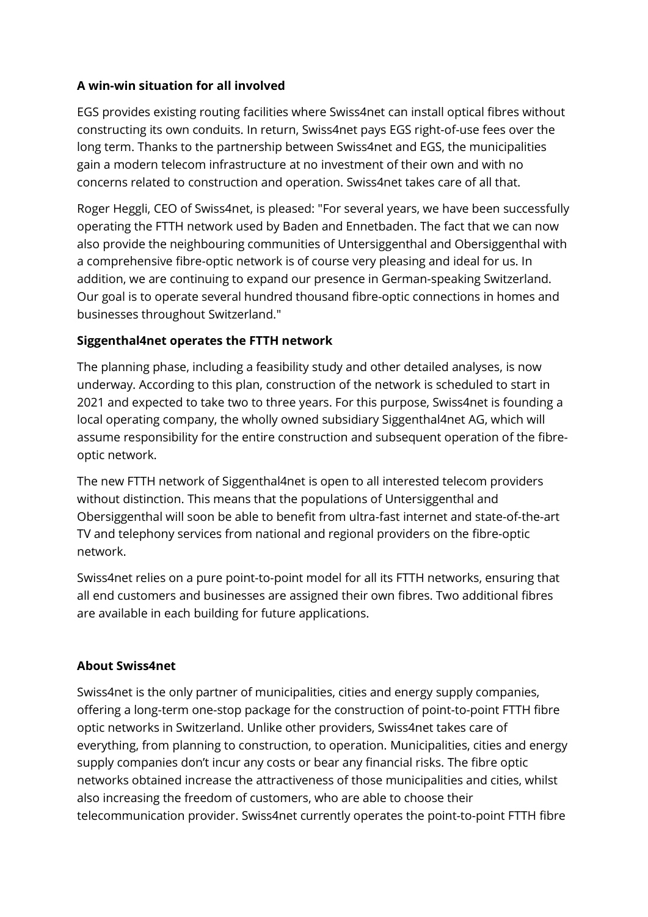**A win-win situation for all involved**

EGS provides existing routing facilities where Swiss4net can install optical fibres without constructing its own conduits. In return, Swiss4net pays EGS right-of-use fees over the long term. Thanks to the partnership between Swiss4net and EGS, the municipalities gain a modern telecom infrastructure at no investment of their own and with no concerns related to construction and operation. Swiss4net takes care of all that.

Roger Heggli, CEO of Swiss4net, is pleased: "For several years, we have been successfully operating the FTTH network used by Baden and Ennetbaden. The fact that we can now also provide the neighbouring communities of Untersiggenthal and Obersiggenthal with a comprehensive fibre-optic network is of course very pleasing and ideal for us. In addition, we are continuing to expand our presence in German-speaking Switzerland. Our goal is to operate several hundred thousand fibre-optic connections in homes and businesses throughout Switzerland."

**Siggenthal4net operates the FTTH network**

The planning phase, including a feasibility study and other detailed analyses, is now underway. According to this plan, construction of the network is scheduled to start in 2021 and expected to take two to three years. For this purpose, Swiss4net is founding a local operating company, the wholly owned subsidiary Siggenthal4net AG, which will assume responsibility for the entire construction and subsequent operation of the fibre-optic network.

The new FTTH network of Siggenthal4net is open to all interested telecom providers without distinction. This means that the populations of Untersiggenthal and Obersiggenthal will soon be able to benefit from ultra-fast internet and state-of-the-art TV and telephony services from national and regional providers on the fibre-optic network.

Swiss4net relies on a pure point-to-point model for all its FTTH networks, ensuring that all end customers and businesses are assigned their own fibres. Two additional fibres are available in each building for future applications.

**About Swiss4net**

Swiss4net is the only partner of municipalities, cities and energy supply companies, offering a long-term one-stop package for the construction of point-to-point FTTH fibre optic networks in Switzerland. Unlike other providers, Swiss4net takes care of everything, from planning to construction, to operation. Municipalities, cities and energy supply companies don't incur any costs or bear any financial risks. The fibre optic networks obtained increase the attractiveness of those municipalities and cities, whilst also increasing the freedom of customers, who are able to choose their telecommunication provider. Swiss4net currently operates the point-to-point FTTH fibre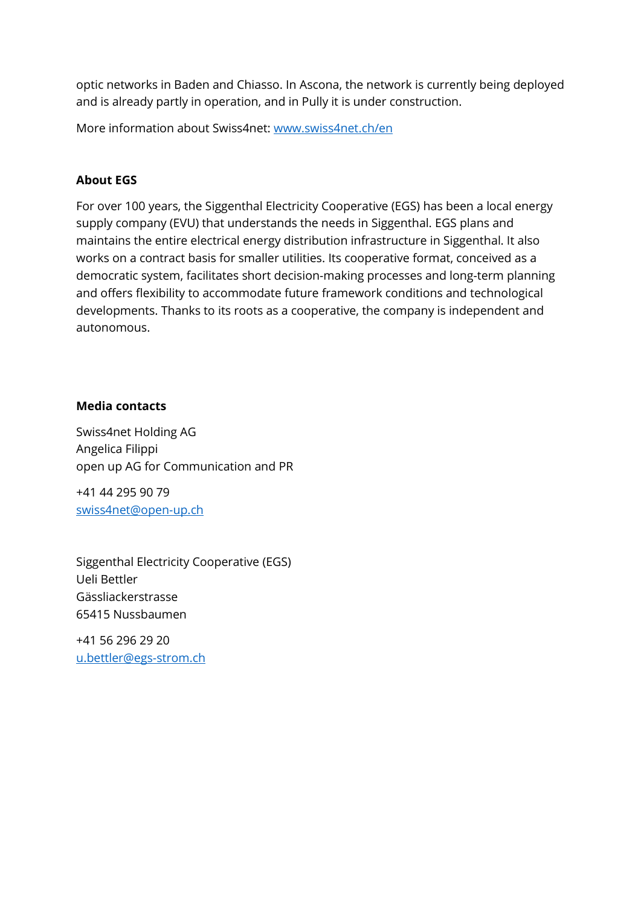optic networks in Baden and Chiasso. In Ascona, the network is currently being deployed and is already partly in operation, and in Pully it is under construction.

More information about Swiss4net: [www.swiss4net.ch/en](www.swiss4net.ch/en)

**About EGS**

For over 100 years, the Siggenthal Electricity Cooperative (EGS) has been a local energy supply company (EVU) that understands the needs in Siggenthal. EGS plans and maintains the entire electrical energy distribution infrastructure in Siggenthal. It also works on a contract basis for smaller utilities. Its cooperative format, conceived as a democratic system, facilitates short decision-making processes and long-term planning and offers flexibility to accommodate future framework conditions and technological developments. Thanks to its roots as a cooperative, the company is independent and autonomous.

**Media contacts**

Swiss4net Holding AG
Angelica Filippi
open up AG for Communication and PR

+41 44 295 90 79
[swiss4net@open-up.ch](mailto:swiss4net@open-up.ch)

Siggenthal Electricity Cooperative (EGS)
Ueli Bettler
Gässliackerstrasse
65415 Nussbaumen

+41 56 296 29 20
[u.bettler@egs-strom.ch](mailto:u.bettler@egs-strom.ch)